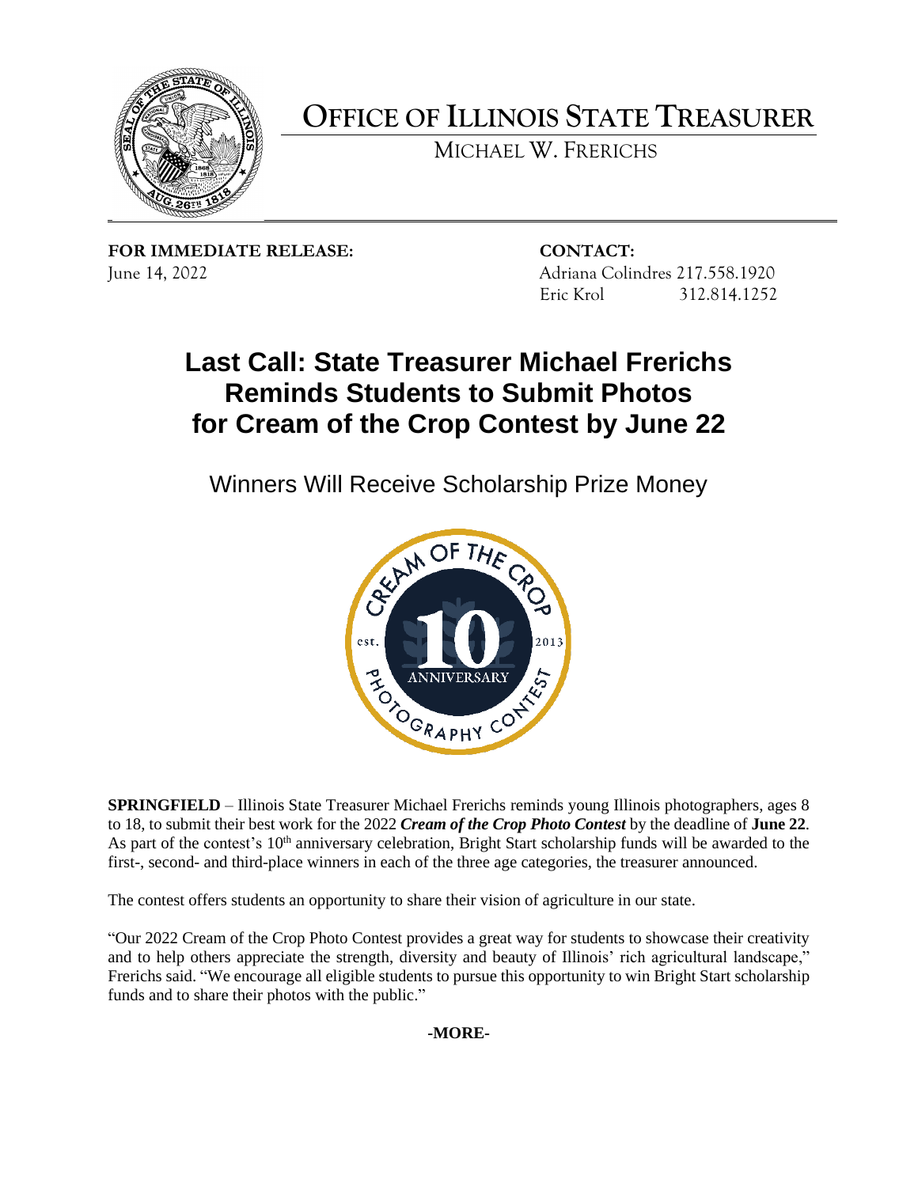# OFFICE OF ILLINOIS STATE TREASURER

MICHAEL W. FRERICHS

**FOR IMMEDIATE RELEASE:**
June 14, 2022

**CONTACT:**
Adriana Colindres 217.558.1920
Eric Krol 312.814.1252

# Last Call: State Treasurer Michael Frerichs Reminds Students to Submit Photos for Cream of the Crop Contest by June 22

## Winners Will Receive Scholarship Prize Money

**SPRINGFIELD** – Illinois State Treasurer Michael Frerichs reminds young Illinois photographers, ages 8 to 18, to submit their best work for the 2022 ***Cream of the Crop Photo Contest*** by the deadline of **June 22**. As part of the contest's 10th anniversary celebration, Bright Start scholarship funds will be awarded to the first-, second- and third-place winners in each of the three age categories, the treasurer announced.

The contest offers students an opportunity to share their vision of agriculture in our state.

"Our 2022 Cream of the Crop Photo Contest provides a great way for students to showcase their creativity and to help others appreciate the strength, diversity and beauty of Illinois' rich agricultural landscape," Frerichs said. "We encourage all eligible students to pursue this opportunity to win Bright Start scholarship funds and to share their photos with the public."

**-MORE-**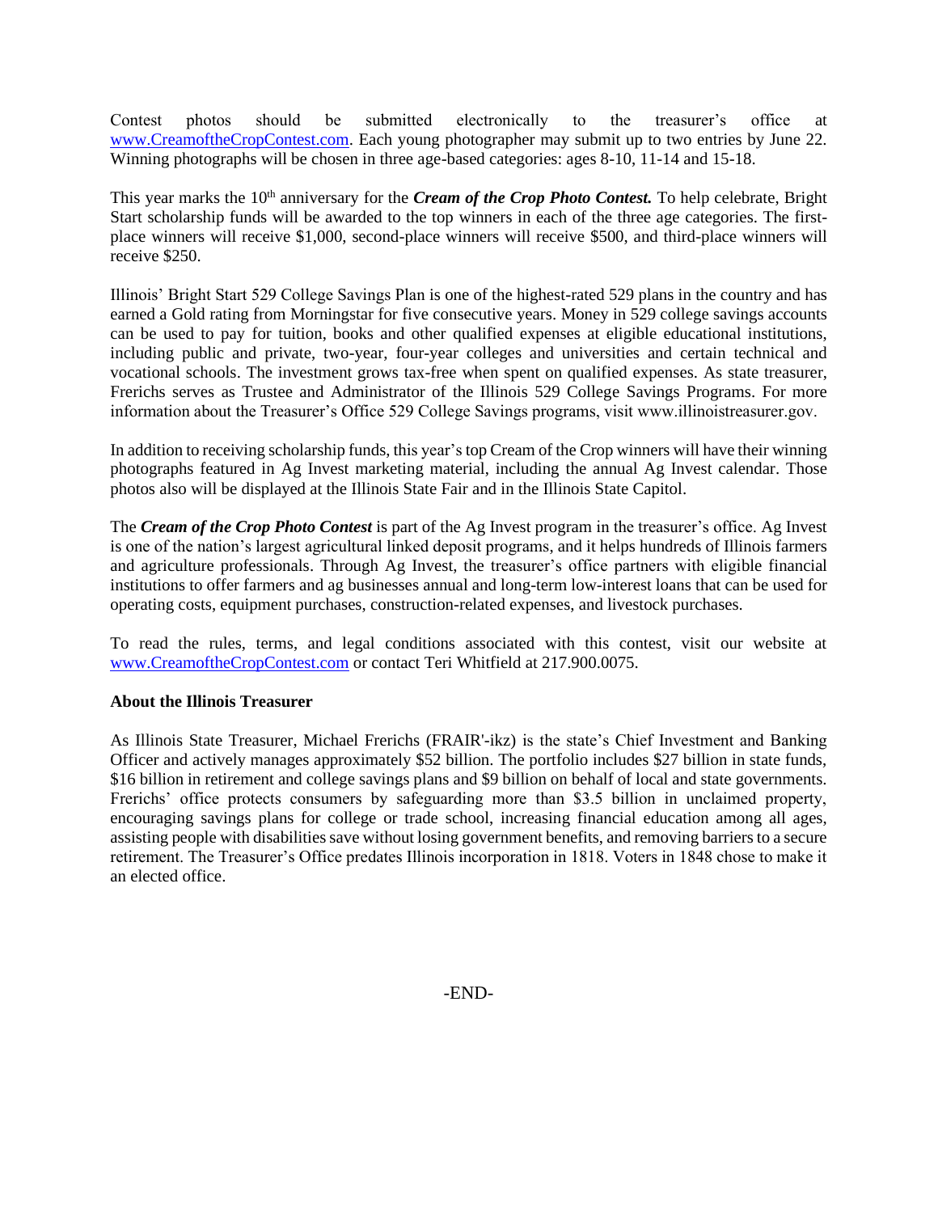Contest photos should be submitted electronically to the treasurer's office at www.CreamoftheCropContest.com. Each young photographer may submit up to two entries by June 22. Winning photographs will be chosen in three age-based categories: ages 8-10, 11-14 and 15-18.

This year marks the 10th anniversary for the ***Cream of the Crop Photo Contest.*** To help celebrate, Bright Start scholarship funds will be awarded to the top winners in each of the three age categories. The first-place winners will receive $1,000, second-place winners will receive $500, and third-place winners will receive $250.

Illinois' Bright Start 529 College Savings Plan is one of the highest-rated 529 plans in the country and has earned a Gold rating from Morningstar for five consecutive years. Money in 529 college savings accounts can be used to pay for tuition, books and other qualified expenses at eligible educational institutions, including public and private, two-year, four-year colleges and universities and certain technical and vocational schools. The investment grows tax-free when spent on qualified expenses. As state treasurer, Frerichs serves as Trustee and Administrator of the Illinois 529 College Savings Programs. For more information about the Treasurer's Office 529 College Savings programs, visit www.illinoistreasurer.gov.

In addition to receiving scholarship funds, this year's top Cream of the Crop winners will have their winning photographs featured in Ag Invest marketing material, including the annual Ag Invest calendar. Those photos also will be displayed at the Illinois State Fair and in the Illinois State Capitol.

The ***Cream of the Crop Photo Contest*** is part of the Ag Invest program in the treasurer's office. Ag Invest is one of the nation's largest agricultural linked deposit programs, and it helps hundreds of Illinois farmers and agriculture professionals. Through Ag Invest, the treasurer's office partners with eligible financial institutions to offer farmers and ag businesses annual and long-term low-interest loans that can be used for operating costs, equipment purchases, construction-related expenses, and livestock purchases.

To read the rules, terms, and legal conditions associated with this contest, visit our website at www.CreamoftheCropContest.com or contact Teri Whitfield at 217.900.0075.

**About the Illinois Treasurer**

As Illinois State Treasurer, Michael Frerichs (FRAIR'-ikz) is the state's Chief Investment and Banking Officer and actively manages approximately $52 billion. The portfolio includes $27 billion in state funds, $16 billion in retirement and college savings plans and $9 billion on behalf of local and state governments. Frerichs' office protects consumers by safeguarding more than $3.5 billion in unclaimed property, encouraging savings plans for college or trade school, increasing financial education among all ages, assisting people with disabilities save without losing government benefits, and removing barriers to a secure retirement. The Treasurer's Office predates Illinois incorporation in 1818. Voters in 1848 chose to make it an elected office.

-END-